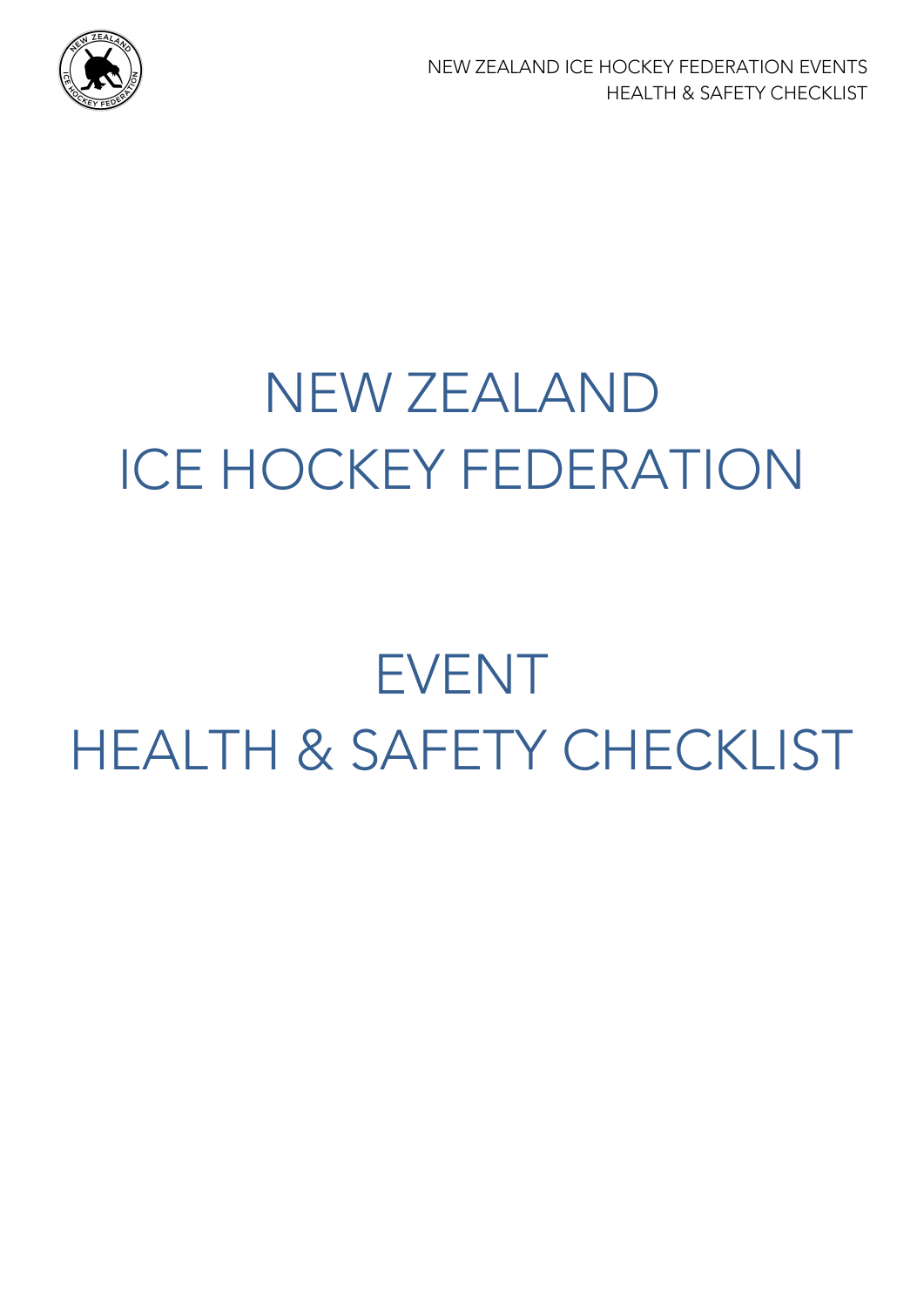# NEW ZEALAND ICE HOCKEY FEDERATION

# EVENT HEALTH & SAFETY CHECKLIST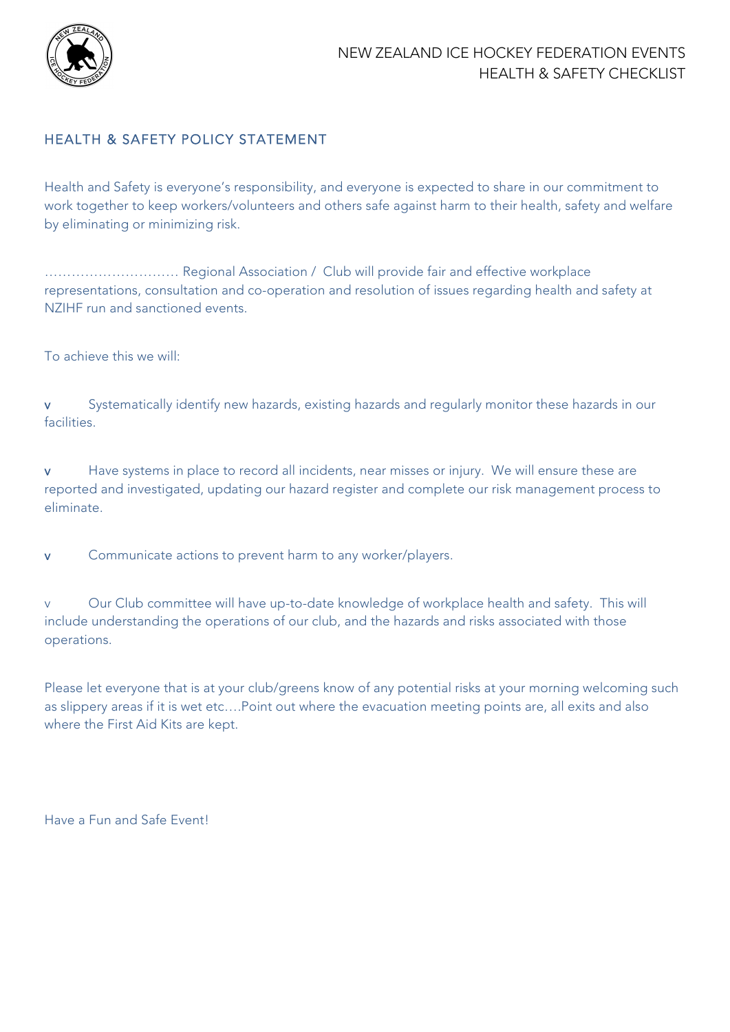# HEALTH & SAFETY POLICY STATEMENT

Health and Safety is everyone's responsibility, and everyone is expected to share in our commitment to work together to keep workers/volunteers and others safe against harm to their health, safety and welfare by eliminating or minimizing risk.

………………………… Regional Association / Club will provide fair and effective workplace representations, consultation and co-operation and resolution of issues regarding health and safety at NZIHF run and sanctioned events.

To achieve this we will:

- Systematically identify new hazards, existing hazards and regularly monitor these hazards in our facilities.
- Have systems in place to record all incidents, near misses or injury. We will ensure these are reported and investigated, updating our hazard register and complete our risk management process to eliminate.
- Communicate actions to prevent harm to any worker/players.
- Our Club committee will have up-to-date knowledge of workplace health and safety. This will include understanding the operations of our club, and the hazards and risks associated with those operations.

Please let everyone that is at your club/greens know of any potential risks at your morning welcoming such as slippery areas if it is wet etc….Point out where the evacuation meeting points are, all exits and also where the First Aid Kits are kept.

Have a Fun and Safe Event!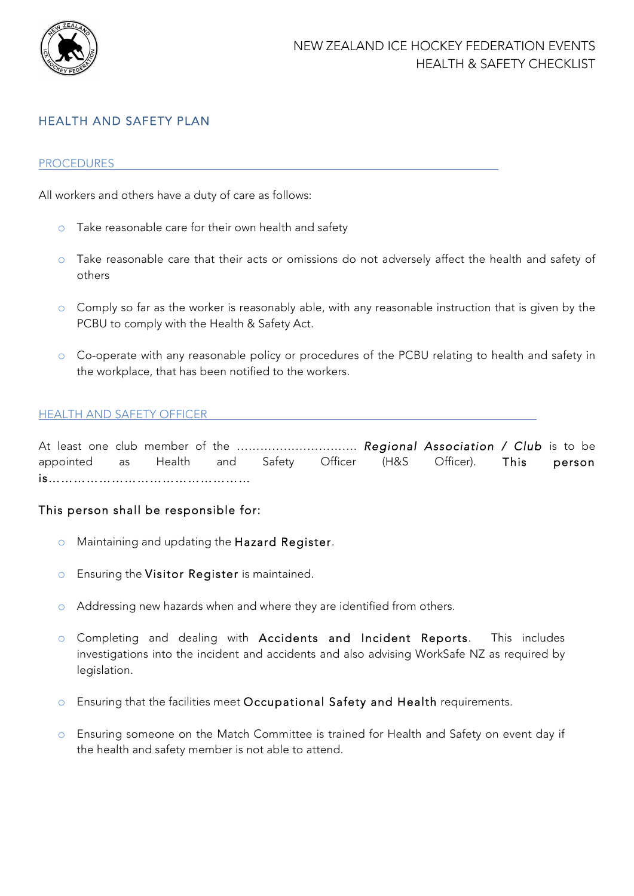## HEALTH AND SAFETY PLAN

### PROCEDURES

All workers and others have a duty of care as follows:

- Take reasonable care for their own health and safety
- Take reasonable care that their acts or omissions do not adversely affect the health and safety of others
- Comply so far as the worker is reasonably able, with any reasonable instruction that is given by the PCBU to comply with the Health & Safety Act.
- Co-operate with any reasonable policy or procedures of the PCBU relating to health and safety in the workplace, that has been notified to the workers.

### HEALTH AND SAFETY OFFICER

At least one club member of the ……………………………. *Regional Association / Club* is to be appointed as Health and Safety Officer (H&S Officer). This person is…………………………………………

This person shall be responsible for:

- Maintaining and updating the Hazard Register.
- Ensuring the Visitor Register is maintained.
- Addressing new hazards when and where they are identified from others.
- Completing and dealing with Accidents and Incident Reports. This includes investigations into the incident and accidents and also advising WorkSafe NZ as required by legislation.
- Ensuring that the facilities meet Occupational Safety and Health requirements.
- Ensuring someone on the Match Committee is trained for Health and Safety on event day if the health and safety member is not able to attend.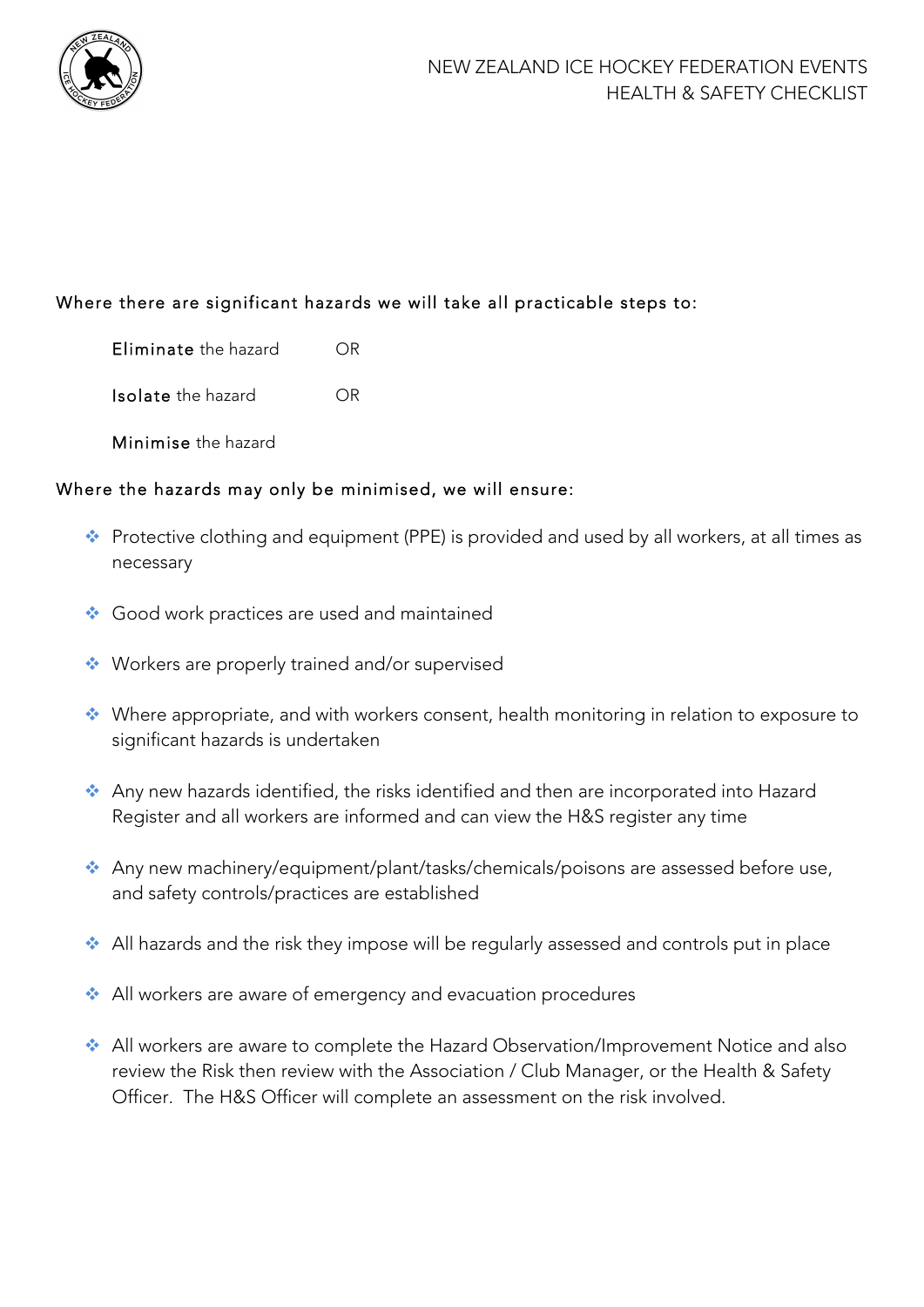Where there are significant hazards we will take all practicable steps to:

**Eliminate** the hazard OR

**Isolate** the hazard OR

**Minimise** the hazard

Where the hazards may only be minimised, we will ensure:

- Protective clothing and equipment (PPE) is provided and used by all workers, at all times as necessary
- Good work practices are used and maintained
- Workers are properly trained and/or supervised
- Where appropriate, and with workers consent, health monitoring in relation to exposure to significant hazards is undertaken
- Any new hazards identified, the risks identified and then are incorporated into Hazard Register and all workers are informed and can view the H&S register any time
- Any new machinery/equipment/plant/tasks/chemicals/poisons are assessed before use, and safety controls/practices are established
- All hazards and the risk they impose will be regularly assessed and controls put in place
- All workers are aware of emergency and evacuation procedures
- All workers are aware to complete the Hazard Observation/Improvement Notice and also review the Risk then review with the Association / Club Manager, or the Health & Safety Officer. The H&S Officer will complete an assessment on the risk involved.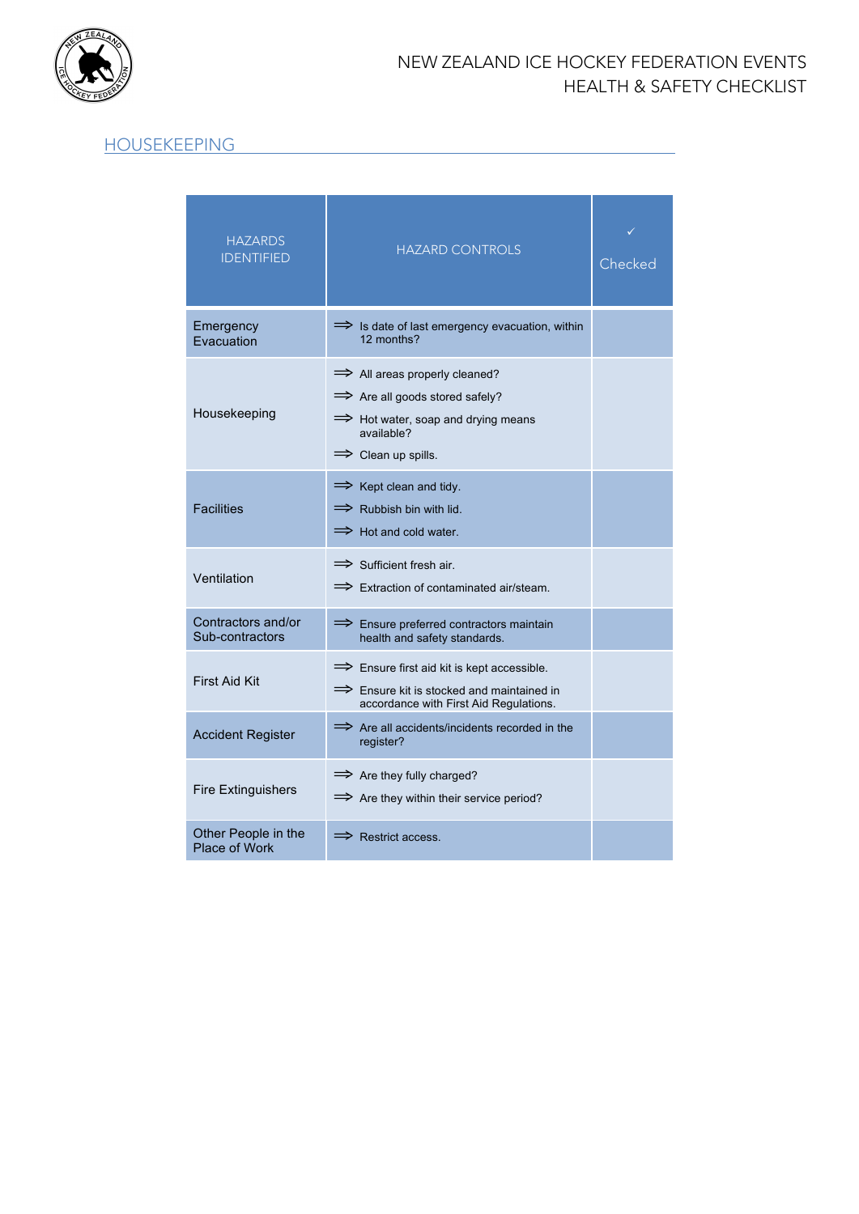## HOUSEKEEPING

| HAZARDS IDENTIFIED | HAZARD CONTROLS | ✓ Checked |
|---|---|---|
| Emergency Evacuation | ⇒ Is date of last emergency evacuation, within 12 months? | |
| Housekeeping | ⇒ All areas properly cleaned?<br>⇒ Are all goods stored safely?<br>⇒ Hot water, soap and drying means available?<br>⇒ Clean up spills. | |
| Facilities | ⇒ Kept clean and tidy.<br>⇒ Rubbish bin with lid.<br>⇒ Hot and cold water. | |
| Ventilation | ⇒ Sufficient fresh air.<br>⇒ Extraction of contaminated air/steam. | |
| Contractors and/or Sub-contractors | ⇒ Ensure preferred contractors maintain health and safety standards. | |
| First Aid Kit | ⇒ Ensure first aid kit is kept accessible.<br>⇒ Ensure kit is stocked and maintained in accordance with First Aid Regulations. | |
| Accident Register | ⇒ Are all accidents/incidents recorded in the register? | |
| Fire Extinguishers | ⇒ Are they fully charged?<br>⇒ Are they within their service period? | |
| Other People in the Place of Work | ⇒ Restrict access. | |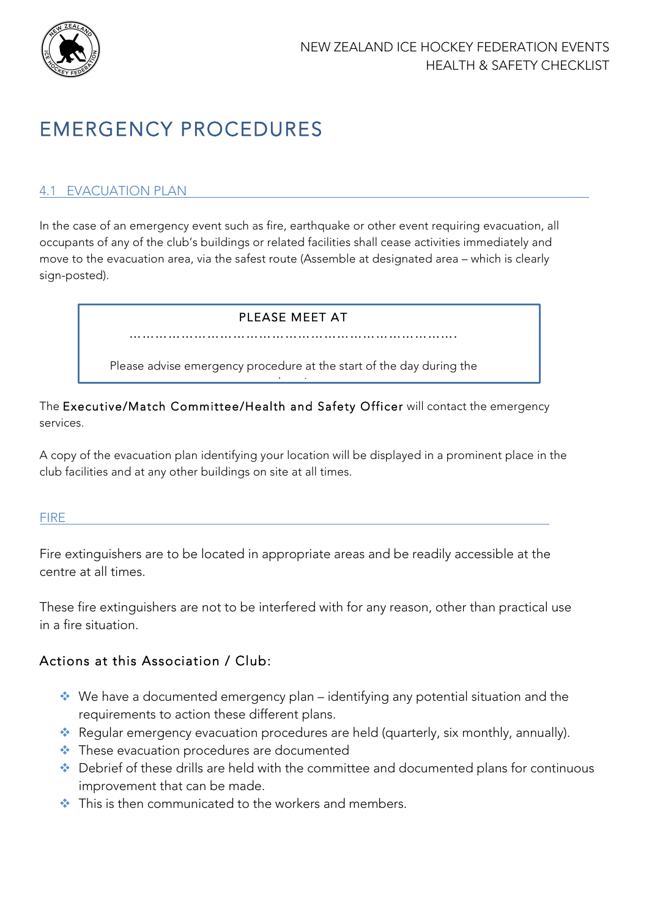／# EMERGENCY PROCEDURES

## 4.1 EVACUATION PLAN

In the case of an emergency event such as fire, earthquake or other event requiring evacuation, all occupants of any of the club's buildings or related facilities shall cease activities immediately and move to the evacuation area, via the safest route (Assemble at designated area – which is clearly sign-posted).

> PLEASE MEET AT
>
> …………………………………………………………………….
>
> Please advise emergency procedure at the start of the day during the

The **Executive/Match Committee/Health and Safety Officer** will contact the emergency services.

A copy of the evacuation plan identifying your location will be displayed in a prominent place in the club facilities and at any other buildings on site at all times.

## FIRE

Fire extinguishers are to be located in appropriate areas and be readily accessible at the centre at all times.

These fire extinguishers are not to be interfered with for any reason, other than practical use in a fire situation.

### Actions at this Association / Club:

- We have a documented emergency plan – identifying any potential situation and the requirements to action these different plans.
- Regular emergency evacuation procedures are held (quarterly, six monthly, annually).
- These evacuation procedures are documented
- Debrief of these drills are held with the committee and documented plans for continuous improvement that can be made.
- This is then communicated to the workers and members.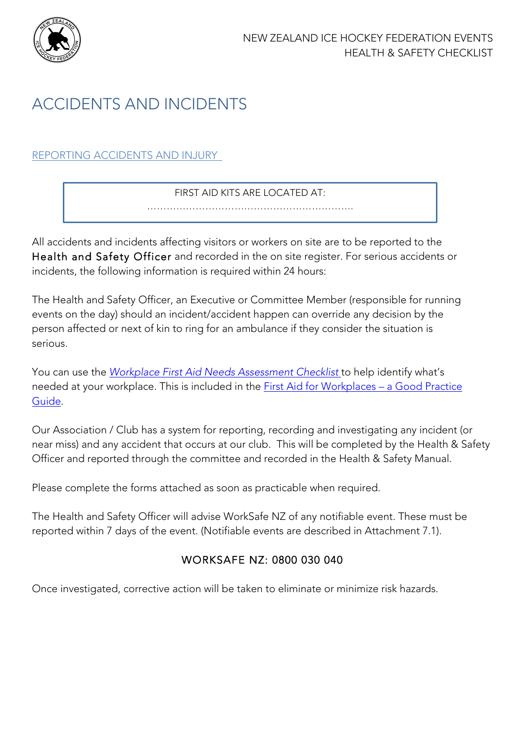# ACCIDENTS AND INCIDENTS

## REPORTING ACCIDENTS AND INJURY

| FIRST AID KITS ARE LOCATED AT: |
|---|
| ………………………………………………………….. |

All accidents and incidents affecting visitors or workers on site are to be reported to the Health and Safety Officer and recorded in the on site register. For serious accidents or incidents, the following information is required within 24 hours:

The Health and Safety Officer, an Executive or Committee Member (responsible for running events on the day) should an incident/accident happen can override any decision by the person affected or next of kin to ring for an ambulance if they consider the situation is serious.

You can use the *Workplace First Aid Needs Assessment Checklist* to help identify what's needed at your workplace. This is included in the First Aid for Workplaces – a Good Practice Guide.

Our Association / Club has a system for reporting, recording and investigating any incident (or near miss) and any accident that occurs at our club. This will be completed by the Health & Safety Officer and reported through the committee and recorded in the Health & Safety Manual.

Please complete the forms attached as soon as practicable when required.

The Health and Safety Officer will advise WorkSafe NZ of any notifiable event. These must be reported within 7 days of the event. (Notifiable events are described in Attachment 7.1).

WORKSAFE NZ: 0800 030 040

Once investigated, corrective action will be taken to eliminate or minimize risk hazards.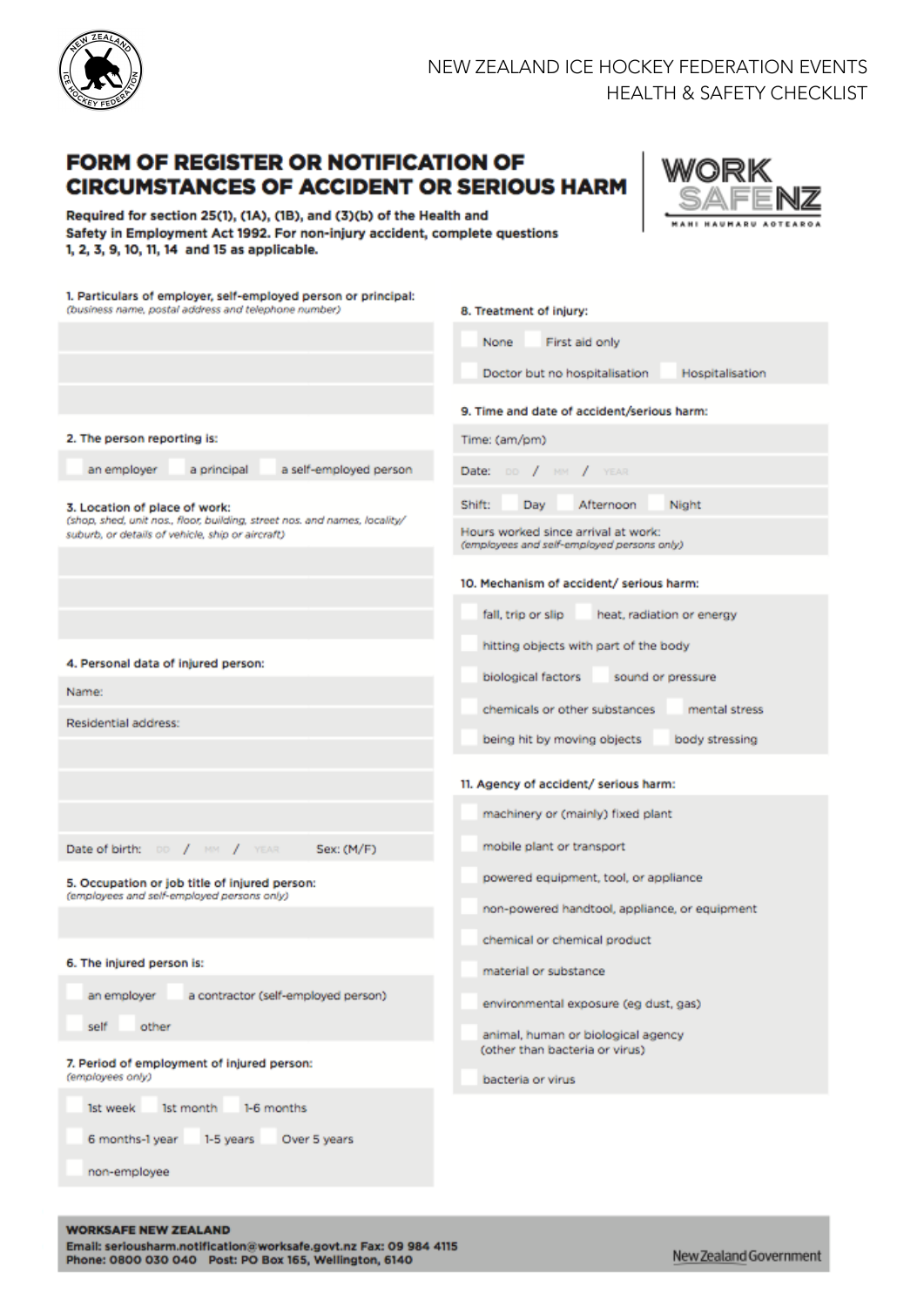# FORM OF REGISTER OR NOTIFICATION OF CIRCUMSTANCES OF ACCIDENT OR SERIOUS HARM

WORK SAFE NZ
MAHI HAUMARU AOTEAROA

**Required for section 25(1), (1A), (1B), and (3)(b) of the Health and Safety in Employment Act 1992. For non-injury accident, complete questions 1, 2, 3, 9, 10, 11, 14 and 15 as applicable.**

**1. Particulars of employer, self-employed person or principal:**
*(business name, postal address and telephone number)*

**2. The person reporting is:**

☐ an employer ☐ a principal ☐ a self-employed person

**3. Location of place of work:**
*(shop, shed, unit nos., floor, building, street nos. and names, locality/suburb, or details of vehicle, ship or aircraft)*

**4. Personal data of injured person:**

Name:

Residential address:

Date of birth: DD / MM / YEAR Sex: (M/F)

**5. Occupation or job title of injured person:**
*(employees and self-employed persons only)*

**6. The injured person is:**

☐ an employer ☐ a contractor (self-employed person)

☐ self ☐ other

**7. Period of employment of injured person:**
*(employees only)*

☐ 1st week ☐ 1st month ☐ 1-6 months

☐ 6 months-1 year ☐ 1-5 years ☐ Over 5 years

☐ non-employee

**8. Treatment of injury:**

☐ None ☐ First aid only

☐ Doctor but no hospitalisation ☐ Hospitalisation

**9. Time and date of accident/serious harm:**

Time: (am/pm)

Date: DD / MM / YEAR

Shift: ☐ Day ☐ Afternoon ☐ Night

Hours worked since arrival at work:
*(employees and self-employed persons only)*

**10. Mechanism of accident/ serious harm:**

☐ fall, trip or slip ☐ heat, radiation or energy

☐ hitting objects with part of the body

☐ biological factors ☐ sound or pressure

☐ chemicals or other substances ☐ mental stress

☐ being hit by moving objects ☐ body stressing

**11. Agency of accident/ serious harm:**

☐ machinery or (mainly) fixed plant

☐ mobile plant or transport

☐ powered equipment, tool, or appliance

☐ non-powered handtool, appliance, or equipment

☐ chemical or chemical product

☐ material or substance

☐ environmental exposure (eg dust, gas)

☐ animal, human or biological agency (other than bacteria or virus)

☐ bacteria or virus

**WORKSAFE NEW ZEALAND**
**Email: seriousharm.notification@worksafe.govt.nz Fax: 09 984 4115**
**Phone: 0800 030 040 Post: PO Box 165, Wellington, 6140**

New Zealand Government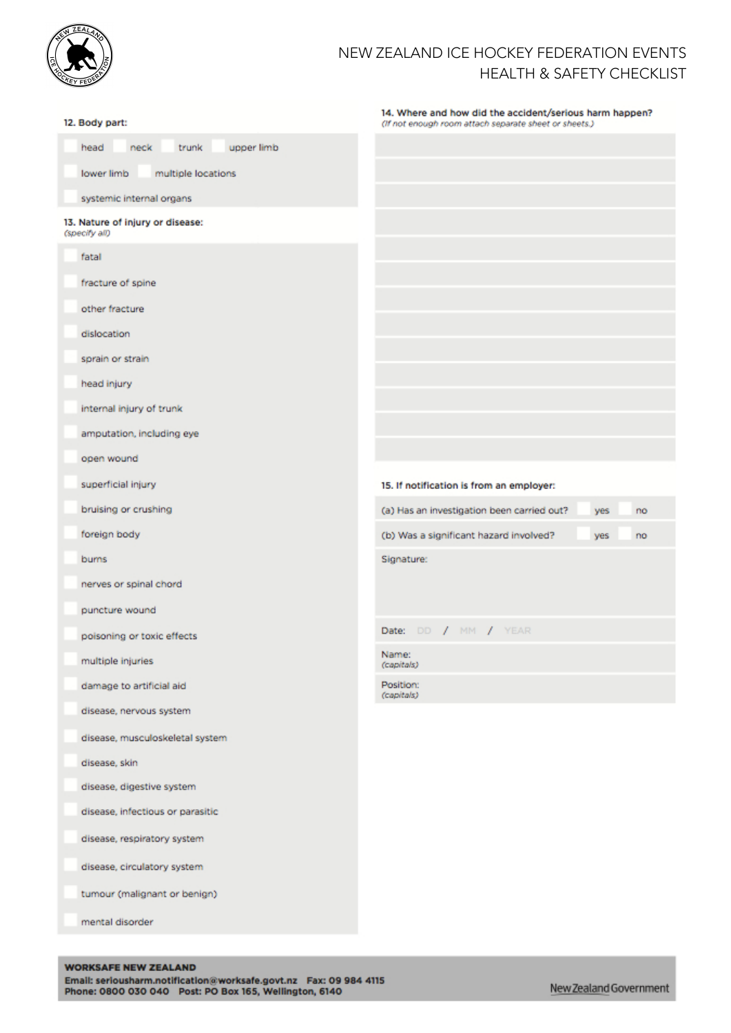NEW ZEALAND ICE HOCKEY FEDERATION EVENTS
HEALTH & SAFETY CHECKLIST

**12. Body part:**

- [ ] head
- [ ] neck
- [ ] trunk
- [ ] upper limb
- [ ] lower limb
- [ ] multiple locations
- [ ] systemic internal organs

**13. Nature of injury or disease:**
*(specify all)*

- [ ] fatal
- [ ] fracture of spine
- [ ] other fracture
- [ ] dislocation
- [ ] sprain or strain
- [ ] head injury
- [ ] internal injury of trunk
- [ ] amputation, including eye
- [ ] open wound
- [ ] superficial injury
- [ ] bruising or crushing
- [ ] foreign body
- [ ] burns
- [ ] nerves or spinal chord
- [ ] puncture wound
- [ ] poisoning or toxic effects
- [ ] multiple injuries
- [ ] damage to artificial aid
- [ ] disease, nervous system
- [ ] disease, musculoskeletal system
- [ ] disease, skin
- [ ] disease, digestive system
- [ ] disease, infectious or parasitic
- [ ] disease, respiratory system
- [ ] disease, circulatory system
- [ ] tumour (malignant or benign)
- [ ] mental disorder

**14. Where and how did the accident/serious harm happen?**
*(If not enough room attach separate sheet or sheets.)*

**15. If notification is from an employer:**

(a) Has an investigation been carried out? [ ] yes [ ] no

(b) Was a significant hazard involved? [ ] yes [ ] no

Signature:

Date: DD / MM / YEAR

Name:
*(capitals)*

Position:
*(capitals)*

**WORKSAFE NEW ZEALAND**
**Email: seriousharm.notification@worksafe.govt.nz Fax: 09 984 4115**
**Phone: 0800 030 040 Post: PO Box 165, Wellington, 6140**

New Zealand Government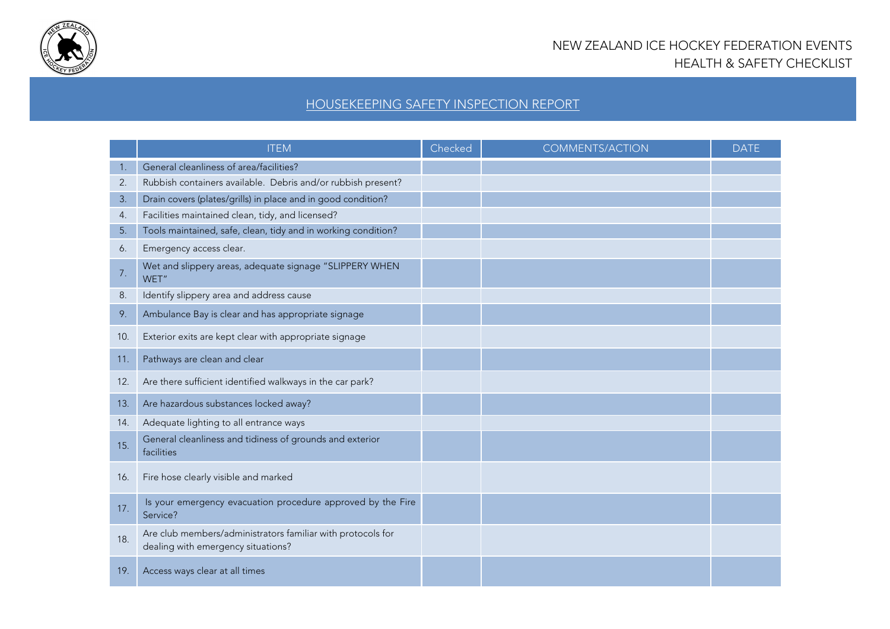NEW ZEALAND ICE HOCKEY FEDERATION EVENTS
HEALTH & SAFETY CHECKLIST

## HOUSEKEEPING SAFETY INSPECTION REPORT

| | ITEM | Checked | COMMENTS/ACTION | DATE |
|---|---|---|---|---|
| 1. | General cleanliness of area/facilities? | | | |
| 2. | Rubbish containers available. Debris and/or rubbish present? | | | |
| 3. | Drain covers (plates/grills) in place and in good condition? | | | |
| 4. | Facilities maintained clean, tidy, and licensed? | | | |
| 5. | Tools maintained, safe, clean, tidy and in working condition? | | | |
| 6. | Emergency access clear. | | | |
| 7. | Wet and slippery areas, adequate signage "SLIPPERY WHEN WET" | | | |
| 8. | Identify slippery area and address cause | | | |
| 9. | Ambulance Bay is clear and has appropriate signage | | | |
| 10. | Exterior exits are kept clear with appropriate signage | | | |
| 11. | Pathways are clean and clear | | | |
| 12. | Are there sufficient identified walkways in the car park? | | | |
| 13. | Are hazardous substances locked away? | | | |
| 14. | Adequate lighting to all entrance ways | | | |
| 15. | General cleanliness and tidiness of grounds and exterior facilities | | | |
| 16. | Fire hose clearly visible and marked | | | |
| 17. | Is your emergency evacuation procedure approved by the Fire Service? | | | |
| 18. | Are club members/administrators familiar with protocols for dealing with emergency situations? | | | |
| 19. | Access ways clear at all times | | | |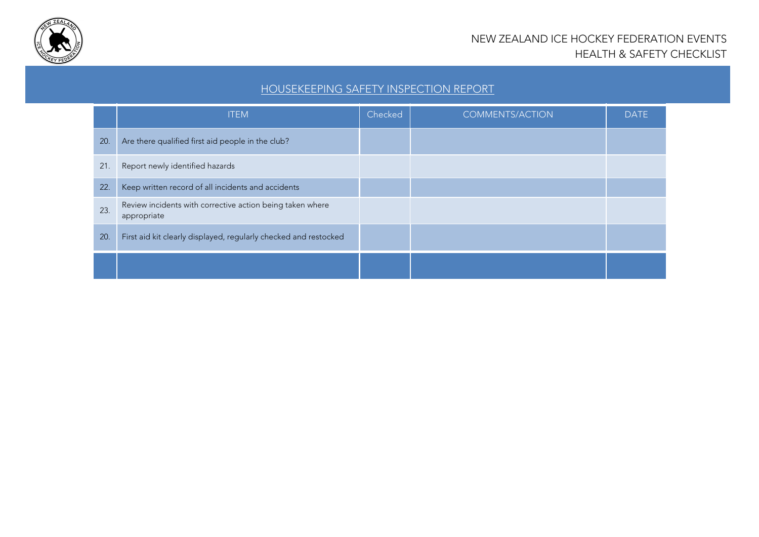NEW ZEALAND ICE HOCKEY FEDERATION EVENTS
HEALTH & SAFETY CHECKLIST

## HOUSEKEEPING SAFETY INSPECTION REPORT

| | ITEM | Checked | COMMENTS/ACTION | DATE |
|---|---|---|---|---|
| 20. | Are there qualified first aid people in the club? | | | |
| 21. | Report newly identified hazards | | | |
| 22. | Keep written record of all incidents and accidents | | | |
| 23. | Review incidents with corrective action being taken where appropriate | | | |
| 20. | First aid kit clearly displayed, regularly checked and restocked | | | |
| | | | | |